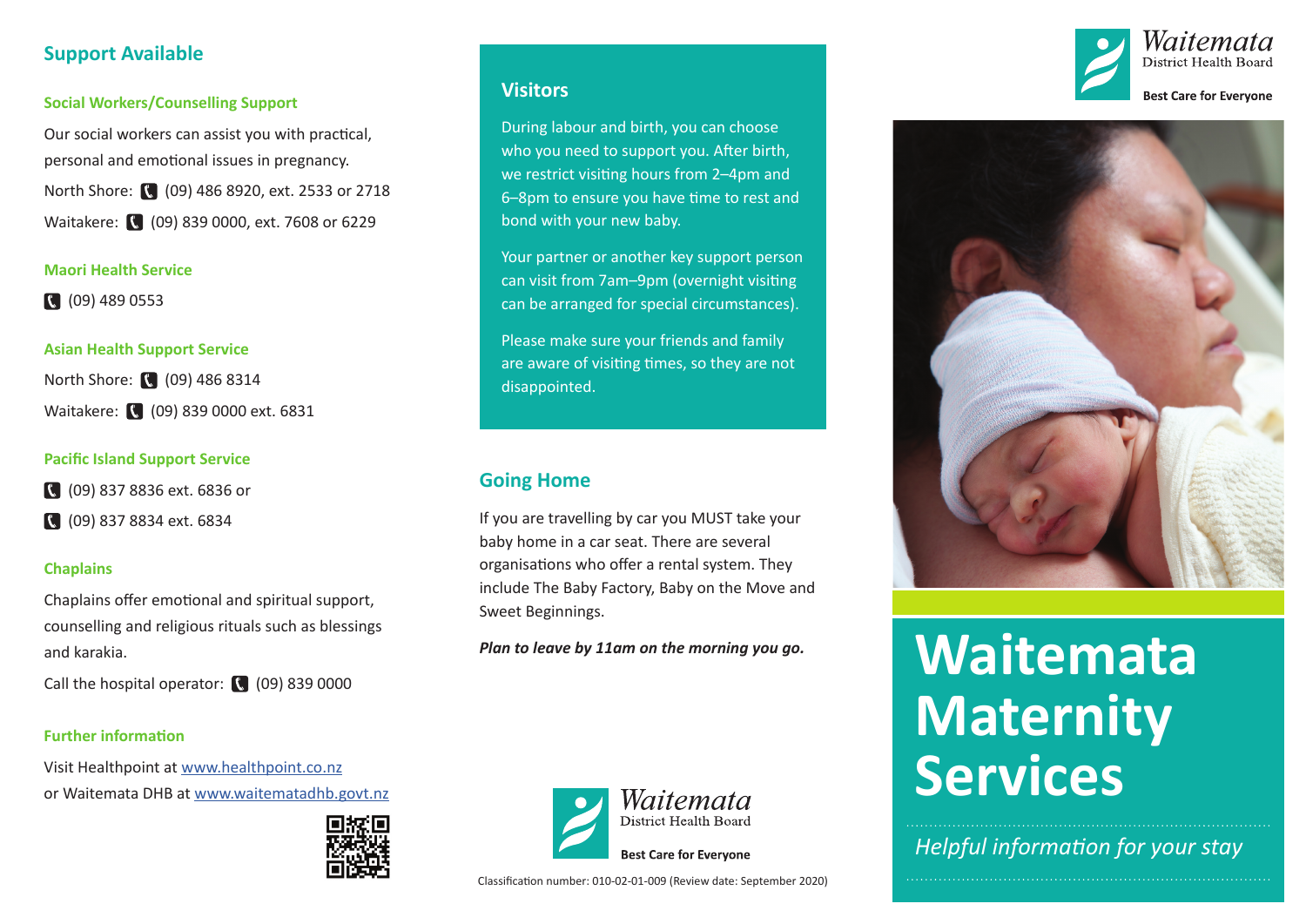## Support Available

### Social Workers/Counselling Support

Our social workers can assist you with practical, personal and emotional issues in pregnancy.

North Shore: (09) 486 8920, ext. 2533 or 2718

Waitakere: (09) 839 0000, ext. 7608 or 6229

### Maori Health Service

(09) 489 0553

### Asian Health Support Service

North Shore: (09) 486 8314

Waitakere: (09) 839 0000 ext. 6831

### Pacific Island Support Service

(09) 837 8836 ext. 6836 or

(09) 837 8834 ext. 6834

### Chaplains

Chaplains offer emotional and spiritual support, counselling and religious rituals such as blessings and karakia.

Call the hospital operator: (09) 839 0000

### Further information

Visit Healthpoint at www.healthpoint.co.nz
or Waitemata DHB at www.waitematadhb.govt.nz

## Visitors

During labour and birth, you can choose who you need to support you. After birth, we restrict visiting hours from 2–4pm and 6–8pm to ensure you have time to rest and bond with your new baby.

Your partner or another key support person can visit from 7am–9pm (overnight visiting can be arranged for special circumstances).

Please make sure your friends and family are aware of visiting times, so they are not disappointed.

## Going Home

If you are travelling by car you MUST take your baby home in a car seat. There are several organisations who offer a rental system. They include The Baby Factory, Baby on the Move and Sweet Beginnings.

***Plan to leave by 11am on the morning you go.***

Waitemata District Health Board
**Best Care for Everyone**

Classification number: 010-02-01-009 (Review date: September 2020)

Waitemata District Health Board
**Best Care for Everyone**

# Waitemata Maternity Services

*Helpful information for your stay*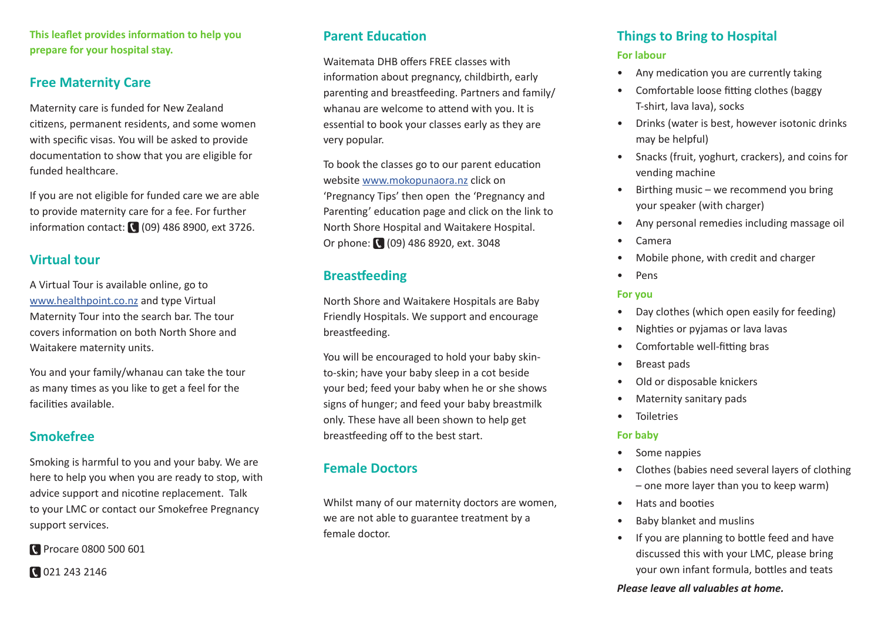**This leaflet provides information to help you prepare for your hospital stay.**

## Free Maternity Care

Maternity care is funded for New Zealand citizens, permanent residents, and some women with specific visas. You will be asked to provide documentation to show that you are eligible for funded healthcare.

If you are not eligible for funded care we are able to provide maternity care for a fee. For further information contact: (09) 486 8900, ext 3726.

## Virtual tour

A Virtual Tour is available online, go to www.healthpoint.co.nz and type Virtual Maternity Tour into the search bar. The tour covers information on both North Shore and Waitakere maternity units.

You and your family/whanau can take the tour as many times as you like to get a feel for the facilities available.

## Smokefree

Smoking is harmful to you and your baby. We are here to help you when you are ready to stop, with advice support and nicotine replacement. Talk to your LMC or contact our Smokefree Pregnancy support services.

Procare 0800 500 601

021 243 2146

## Parent Education

Waitemata DHB offers FREE classes with information about pregnancy, childbirth, early parenting and breastfeeding. Partners and family/whanau are welcome to attend with you. It is essential to book your classes early as they are very popular.

To book the classes go to our parent education website www.mokopunaora.nz click on 'Pregnancy Tips' then open the 'Pregnancy and Parenting' education page and click on the link to North Shore Hospital and Waitakere Hospital. Or phone: (09) 486 8920, ext. 3048

## Breastfeeding

North Shore and Waitakere Hospitals are Baby Friendly Hospitals. We support and encourage breastfeeding.

You will be encouraged to hold your baby skin-to-skin; have your baby sleep in a cot beside your bed; feed your baby when he or she shows signs of hunger; and feed your baby breastmilk only. These have all been shown to help get breastfeeding off to the best start.

## Female Doctors

Whilst many of our maternity doctors are women, we are not able to guarantee treatment by a female doctor.

## Things to Bring to Hospital

### For labour

- Any medication you are currently taking
- Comfortable loose fitting clothes (baggy T-shirt, lava lava), socks
- Drinks (water is best, however isotonic drinks may be helpful)
- Snacks (fruit, yoghurt, crackers), and coins for vending machine
- Birthing music – we recommend you bring your speaker (with charger)
- Any personal remedies including massage oil
- Camera
- Mobile phone, with credit and charger
- Pens

### For you

- Day clothes (which open easily for feeding)
- Nighties or pyjamas or lava lavas
- Comfortable well-fitting bras
- Breast pads
- Old or disposable knickers
- Maternity sanitary pads
- Toiletries

### For baby

- Some nappies
- Clothes (babies need several layers of clothing – one more layer than you to keep warm)
- Hats and booties
- Baby blanket and muslins
- If you are planning to bottle feed and have discussed this with your LMC, please bring your own infant formula, bottles and teats

***Please leave all valuables at home.***